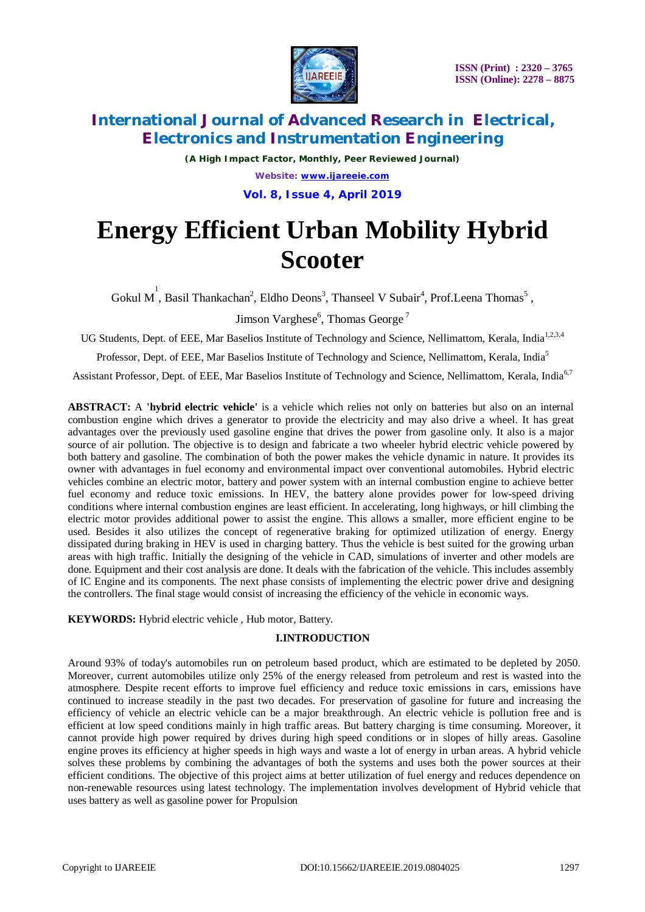# Energy Efficient Urban Mobility Hybrid Scooter

Gokul M[1], Basil Thankachan[2], Eldho Deons[3], Thanseel V Subair[4], Prof.Leena Thomas[5], Jimson Varghese[6], Thomas George[7]

UG Students, Dept. of EEE, Mar Baselios Institute of Technology and Science, Nellimattom, Kerala, India[1,2,3,4]

Professor, Dept. of EEE, Mar Baselios Institute of Technology and Science, Nellimattom, Kerala, India[5]

Assistant Professor, Dept. of EEE, Mar Baselios Institute of Technology and Science, Nellimattom, Kerala, India[6,7]

**ABSTRACT:** A **'hybrid electric vehicle'** is a vehicle which relies not only on batteries but also on an internal combustion engine which drives a generator to provide the electricity and may also drive a wheel. It has great advantages over the previously used gasoline engine that drives the power from gasoline only. It also is a major source of air pollution. The objective is to design and fabricate a two wheeler hybrid electric vehicle powered by both battery and gasoline. The combination of both the power makes the vehicle dynamic in nature. It provides its owner with advantages in fuel economy and environmental impact over conventional automobiles. Hybrid electric vehicles combine an electric motor, battery and power system with an internal combustion engine to achieve better fuel economy and reduce toxic emissions. In HEV, the battery alone provides power for low-speed driving conditions where internal combustion engines are least efficient. In accelerating, long highways, or hill climbing the electric motor provides additional power to assist the engine. This allows a smaller, more efficient engine to be used. Besides it also utilizes the concept of regenerative braking for optimized utilization of energy. Energy dissipated during braking in HEV is used in charging battery. Thus the vehicle is best suited for the growing urban areas with high traffic. Initially the designing of the vehicle in CAD, simulations of inverter and other models are done. Equipment and their cost analysis are done. It deals with the fabrication of the vehicle. This includes assembly of IC Engine and its components. The next phase consists of implementing the electric power drive and designing the controllers. The final stage would consist of increasing the efficiency of the vehicle in economic ways.

**KEYWORDS:** Hybrid electric vehicle , Hub motor, Battery.

## I.INTRODUCTION

Around 93% of today's automobiles run on petroleum based product, which are estimated to be depleted by 2050. Moreover, current automobiles utilize only 25% of the energy released from petroleum and rest is wasted into the atmosphere. Despite recent efforts to improve fuel efficiency and reduce toxic emissions in cars, emissions have continued to increase steadily in the past two decades. For preservation of gasoline for future and increasing the efficiency of vehicle an electric vehicle can be a major breakthrough. An electric vehicle is pollution free and is efficient at low speed conditions mainly in high traffic areas. But battery charging is time consuming. Moreover, it cannot provide high power required by drives during high speed conditions or in slopes of hilly areas. Gasoline engine proves its efficiency at higher speeds in high ways and waste a lot of energy in urban areas. A hybrid vehicle solves these problems by combining the advantages of both the systems and uses both the power sources at their efficient conditions. The objective of this project aims at better utilization of fuel energy and reduces dependence on non-renewable resources using latest technology. The implementation involves development of Hybrid vehicle that uses battery as well as gasoline power for Propulsion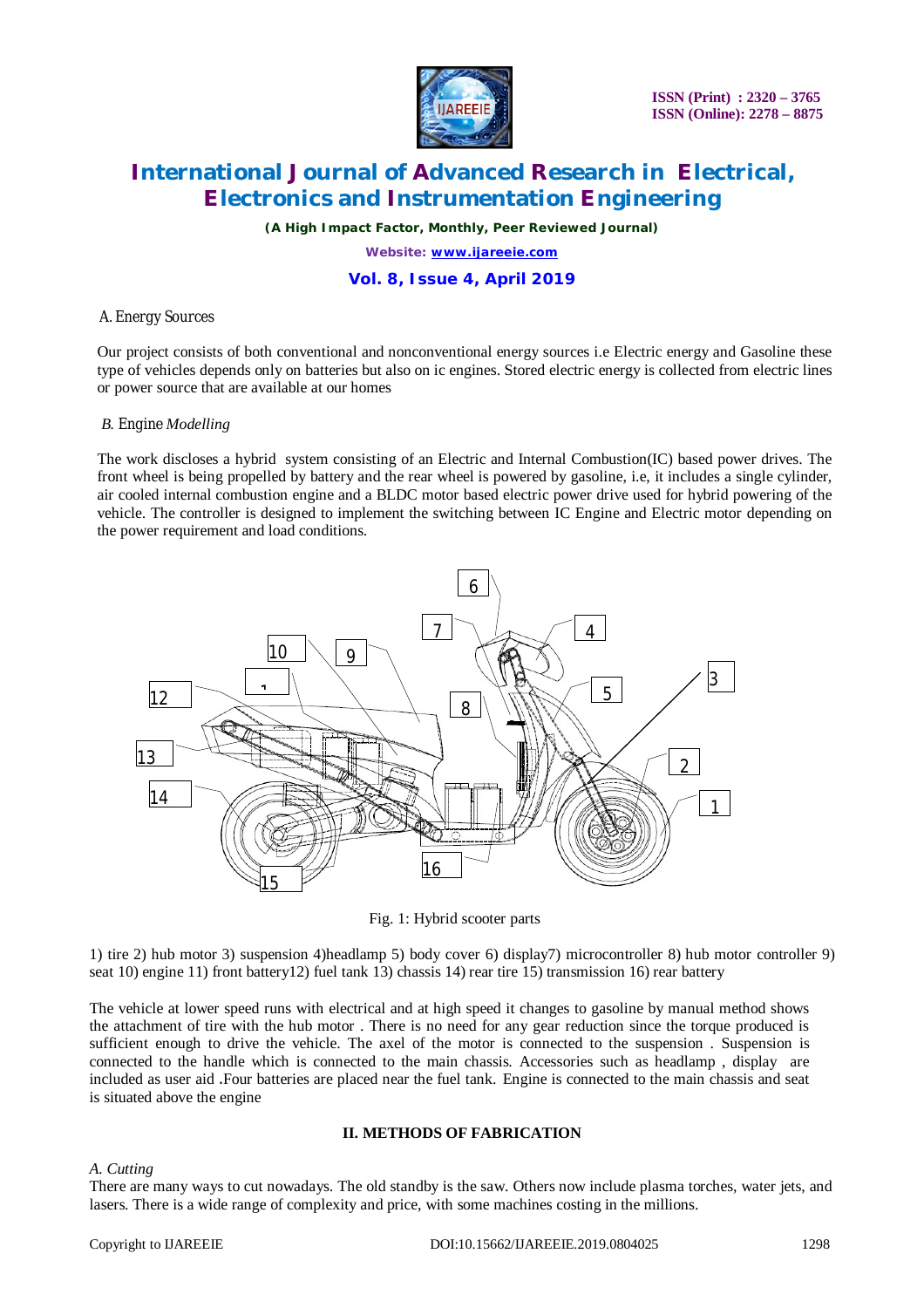A. Energy Sources

Our project consists of both conventional and nonconventional energy sources i.e Electric energy and Gasoline these type of vehicles depends only on batteries but also on ic engines. Stored electric energy is collected from electric lines or power source that are available at our homes

B. Engine *Modelling*

The work discloses a hybrid system consisting of an Electric and Internal Combustion(IC) based power drives. The front wheel is being propelled by battery and the rear wheel is powered by gasoline, i.e, it includes a single cylinder, air cooled internal combustion engine and a BLDC motor based electric power drive used for hybrid powering of the vehicle. The controller is designed to implement the switching between IC Engine and Electric motor depending on the power requirement and load conditions.

Fig. 1: Hybrid scooter parts

1) tire 2) hub motor 3) suspension 4)headlamp 5) body cover 6) display7) microcontroller 8) hub motor controller 9) seat 10) engine 11) front battery12) fuel tank 13) chassis 14) rear tire 15) transmission 16) rear battery

The vehicle at lower speed runs with electrical and at high speed it changes to gasoline by manual method shows the attachment of tire with the hub motor . There is no need for any gear reduction since the torque produced is sufficient enough to drive the vehicle. The axel of the motor is connected to the suspension . Suspension is connected to the handle which is connected to the main chassis. Accessories such as headlamp , display are included as user aid .Four batteries are placed near the fuel tank. Engine is connected to the main chassis and seat is situated above the engine

## II. METHODS OF FABRICATION

*A. Cutting*

There are many ways to cut nowadays. The old standby is the saw. Others now include plasma torches, water jets, and lasers. There is a wide range of complexity and price, with some machines costing in the millions.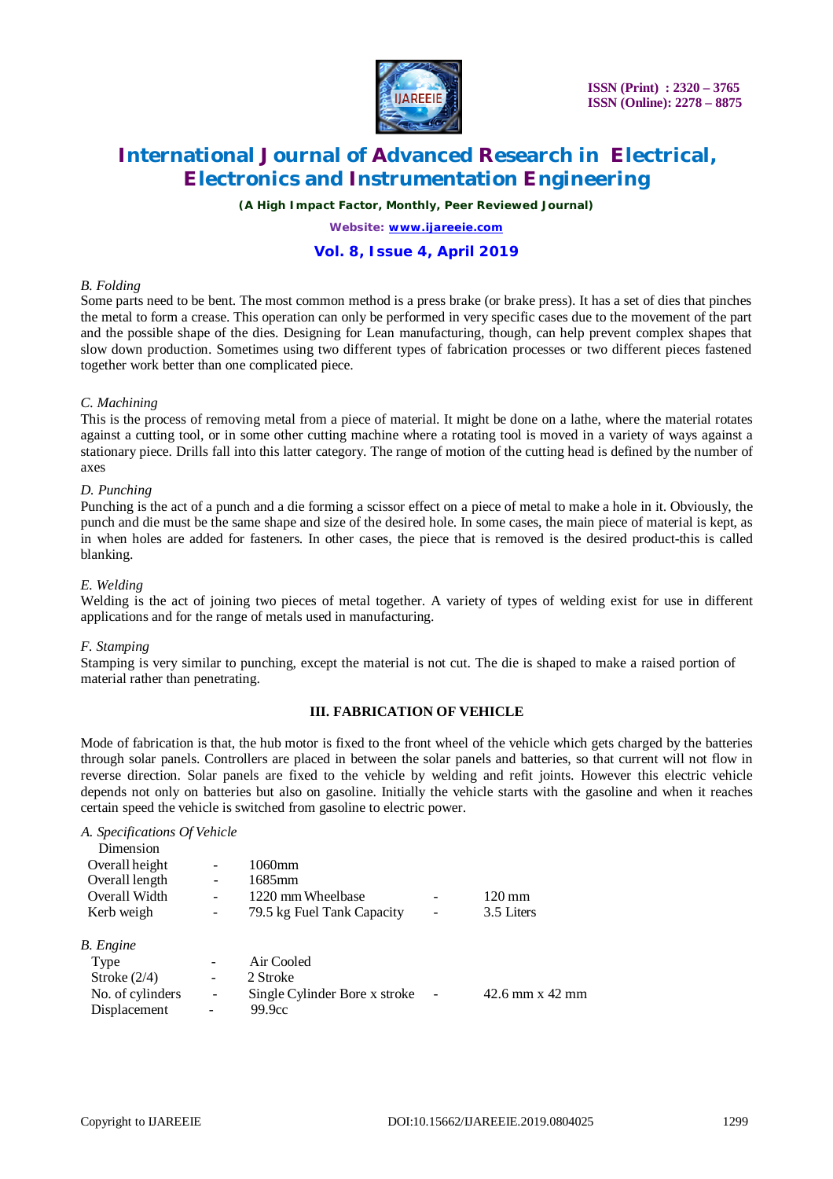*B. Folding*

Some parts need to be bent. The most common method is a press brake (or brake press). It has a set of dies that pinches the metal to form a crease. This operation can only be performed in very specific cases due to the movement of the part and the possible shape of the dies. Designing for Lean manufacturing, though, can help prevent complex shapes that slow down production. Sometimes using two different types of fabrication processes or two different pieces fastened together work better than one complicated piece.

*C. Machining*

This is the process of removing metal from a piece of material. It might be done on a lathe, where the material rotates against a cutting tool, or in some other cutting machine where a rotating tool is moved in a variety of ways against a stationary piece. Drills fall into this latter category. The range of motion of the cutting head is defined by the number of axes

*D. Punching*

Punching is the act of a punch and a die forming a scissor effect on a piece of metal to make a hole in it. Obviously, the punch and die must be the same shape and size of the desired hole. In some cases, the main piece of material is kept, as in when holes are added for fasteners. In other cases, the piece that is removed is the desired product-this is called blanking.

*E. Welding*

Welding is the act of joining two pieces of metal together. A variety of types of welding exist for use in different applications and for the range of metals used in manufacturing.

*F. Stamping*

Stamping is very similar to punching, except the material is not cut. The die is shaped to make a raised portion of material rather than penetrating.

## III. FABRICATION OF VEHICLE

Mode of fabrication is that, the hub motor is fixed to the front wheel of the vehicle which gets charged by the batteries through solar panels. Controllers are placed in between the solar panels and batteries, so that current will not flow in reverse direction. Solar panels are fixed to the vehicle by welding and refit joints. However this electric vehicle depends not only on batteries but also on gasoline. Initially the vehicle starts with the gasoline and when it reaches certain speed the vehicle is switched from gasoline to electric power.

*A. Specifications Of Vehicle*

Dimension

| | | | | |
|---|---|---|---|---|
| Overall height | - | 1060mm | | |
| Overall length | - | 1685mm | | |
| Overall Width | - | 1220 mm Wheelbase | - | 120 mm |
| Kerb weigh | - | 79.5 kg Fuel Tank Capacity | - | 3.5 Liters |

*B. Engine*

| | | | | |
|---|---|---|---|---|
| Type | - | Air Cooled | | |
| Stroke (2/4) | - | 2 Stroke | | |
| No. of cylinders | - | Single Cylinder Bore x stroke | - | 42.6 mm x 42 mm |
| Displacement | - | 99.9cc | | |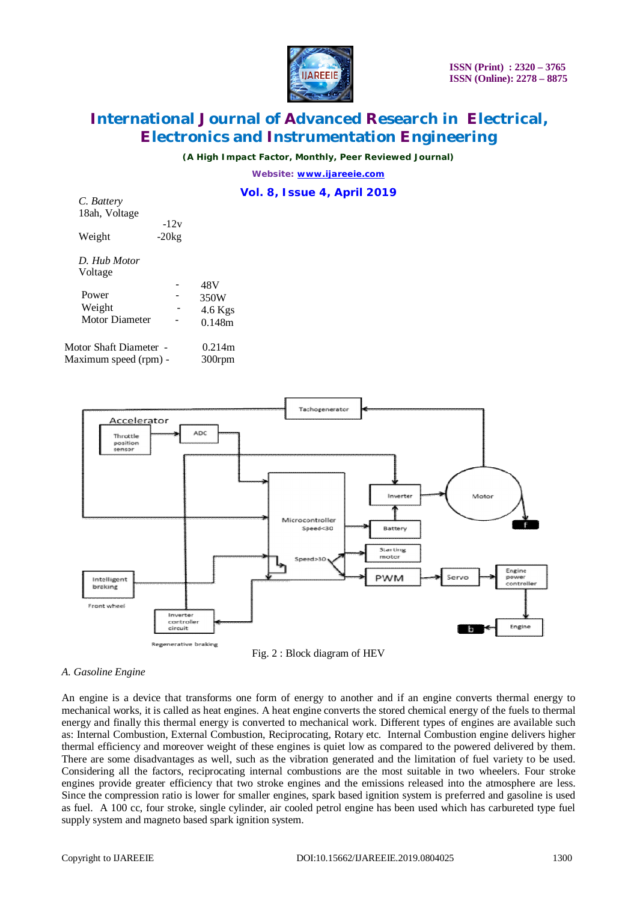*C. Battery*

18ah, Voltage -12v

Weight -20kg

*D. Hub Motor*

| | | |
|---|---|---|
| Voltage | - | 48V |
| Power | - | 350W |
| Weight | - | 4.6 Kgs |
| Motor Diameter | - | 0.148m |
| Motor Shaft Diameter | - | 0.214m |
| Maximum speed (rpm) | - | 300rpm |

Fig. 2 : Block diagram of HEV

*A. Gasoline Engine*

An engine is a device that transforms one form of energy to another and if an engine converts thermal energy to mechanical works, it is called as heat engines. A heat engine converts the stored chemical energy of the fuels to thermal energy and finally this thermal energy is converted to mechanical work. Different types of engines are available such as: Internal Combustion, External Combustion, Reciprocating, Rotary etc. Internal Combustion engine delivers higher thermal efficiency and moreover weight of these engines is quiet low as compared to the powered delivered by them. There are some disadvantages as well, such as the vibration generated and the limitation of fuel variety to be used. Considering all the factors, reciprocating internal combustions are the most suitable in two wheelers. Four stroke engines provide greater efficiency that two stroke engines and the emissions released into the atmosphere are less. Since the compression ratio is lower for smaller engines, spark based ignition system is preferred and gasoline is used as fuel. A 100 cc, four stroke, single cylinder, air cooled petrol engine has been used which has carbureted type fuel supply system and magneto based spark ignition system.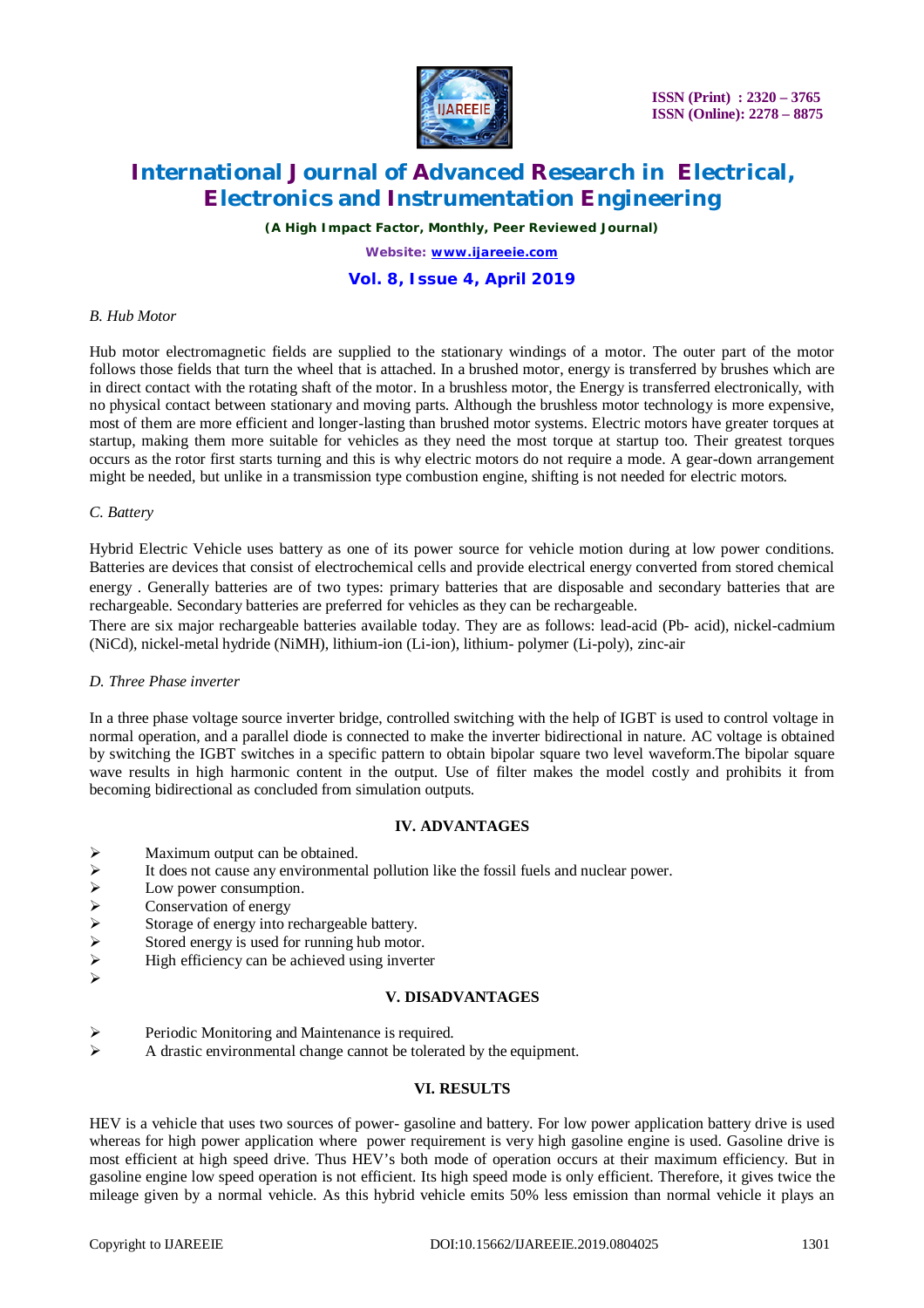*B. Hub Motor*

Hub motor electromagnetic fields are supplied to the stationary windings of a motor. The outer part of the motor follows those fields that turn the wheel that is attached. In a brushed motor, energy is transferred by brushes which are in direct contact with the rotating shaft of the motor. In a brushless motor, the Energy is transferred electronically, with no physical contact between stationary and moving parts. Although the brushless motor technology is more expensive, most of them are more efficient and longer-lasting than brushed motor systems. Electric motors have greater torques at startup, making them more suitable for vehicles as they need the most torque at startup too. Their greatest torques occurs as the rotor first starts turning and this is why electric motors do not require a mode. A gear-down arrangement might be needed, but unlike in a transmission type combustion engine, shifting is not needed for electric motors.

*C. Battery*

Hybrid Electric Vehicle uses battery as one of its power source for vehicle motion during at low power conditions. Batteries are devices that consist of electrochemical cells and provide electrical energy converted from stored chemical energy . Generally batteries are of two types: primary batteries that are disposable and secondary batteries that are rechargeable. Secondary batteries are preferred for vehicles as they can be rechargeable.

There are six major rechargeable batteries available today. They are as follows: lead-acid (Pb- acid), nickel-cadmium (NiCd), nickel-metal hydride (NiMH), lithium-ion (Li-ion), lithium- polymer (Li-poly), zinc-air

*D. Three Phase inverter*

In a three phase voltage source inverter bridge, controlled switching with the help of IGBT is used to control voltage in normal operation, and a parallel diode is connected to make the inverter bidirectional in nature. AC voltage is obtained by switching the IGBT switches in a specific pattern to obtain bipolar square two level waveform.The bipolar square wave results in high harmonic content in the output. Use of filter makes the model costly and prohibits it from becoming bidirectional as concluded from simulation outputs.

## IV. ADVANTAGES

- Maximum output can be obtained.
- It does not cause any environmental pollution like the fossil fuels and nuclear power.
- Low power consumption.
- Conservation of energy
- Storage of energy into rechargeable battery.
- Stored energy is used for running hub motor.
- High efficiency can be achieved using inverter

## V. DISADVANTAGES

- Periodic Monitoring and Maintenance is required.
- A drastic environmental change cannot be tolerated by the equipment.

## VI. RESULTS

HEV is a vehicle that uses two sources of power- gasoline and battery. For low power application battery drive is used whereas for high power application where power requirement is very high gasoline engine is used. Gasoline drive is most efficient at high speed drive. Thus HEV's both mode of operation occurs at their maximum efficiency. But in gasoline engine low speed operation is not efficient. Its high speed mode is only efficient. Therefore, it gives twice the mileage given by a normal vehicle. As this hybrid vehicle emits 50% less emission than normal vehicle it plays an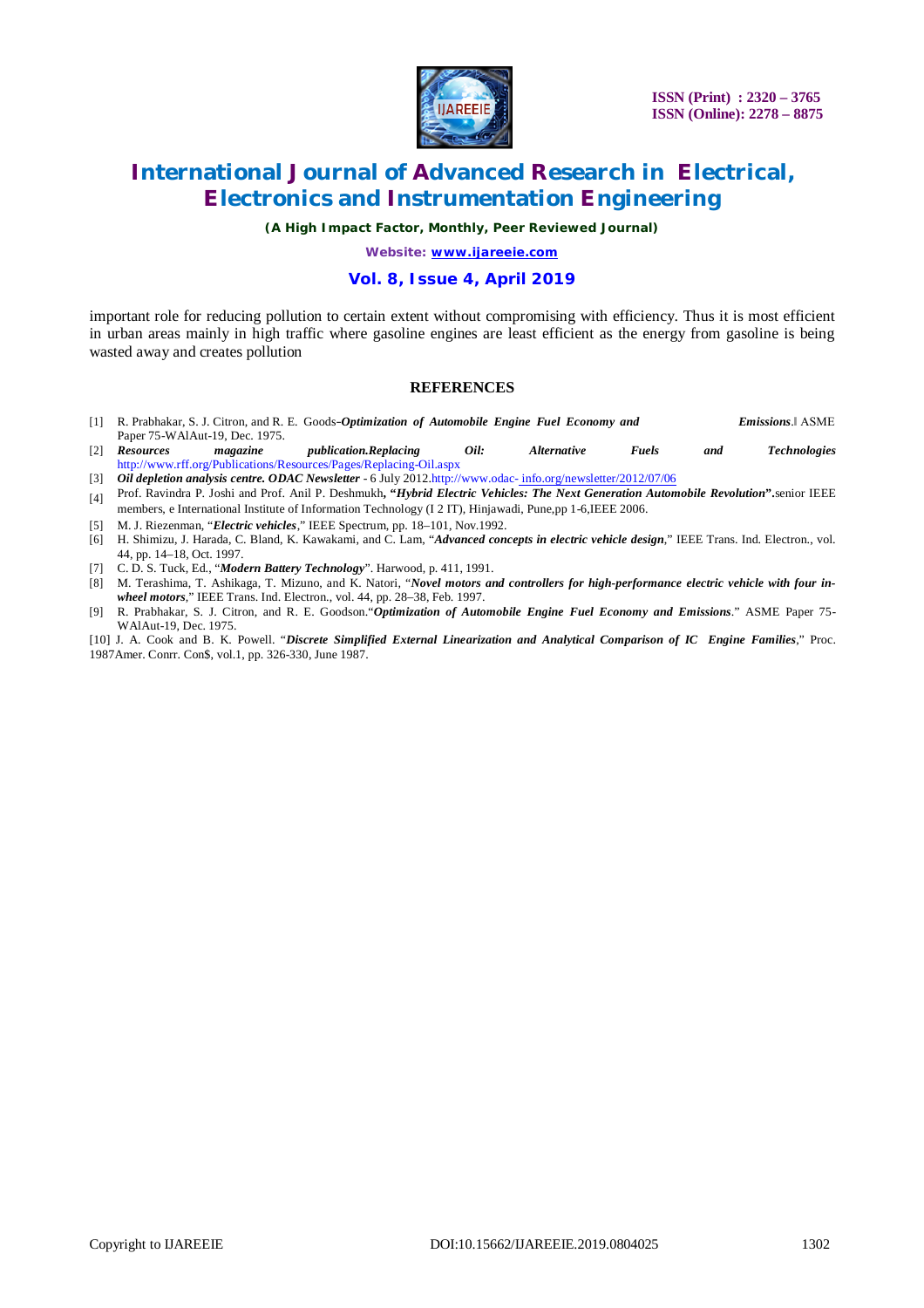important role for reducing pollution to certain extent without compromising with efficiency. Thus it is most efficient in urban areas mainly in high traffic where gasoline engines are least efficient as the energy from gasoline is being wasted away and creates pollution

## REFERENCES

[1] R. Prabhakar, S. J. Citron, and R. E. Goods-***Optimization of Automobile Engine Fuel Economy and Emissions***.‖ ASME Paper 75-WAlAut-19, Dec. 1975.

[2] ***Resources magazine publication.Replacing Oil: Alternative Fuels and Technologies*** http://www.rff.org/Publications/Resources/Pages/Replacing-Oil.aspx

[3] ***Oil depletion analysis centre. ODAC Newsletter*** - 6 July 2012.http://www.odac- info.org/newsletter/2012/07/06

[4] Prof. Ravindra P. Joshi and Prof. Anil P. Deshmukh**, "*Hybrid Electric Vehicles: The Next Generation Automobile Revolution*".**senior IEEE members, e International Institute of Information Technology (I 2 IT), Hinjawadi, Pune,pp 1-6,IEEE 2006.

[5] M. J. Riezenman, "***Electric vehicles***," IEEE Spectrum, pp. 18–101, Nov.1992.

[6] H. Shimizu, J. Harada, C. Bland, K. Kawakami, and C. Lam, "***Advanced concepts in electric vehicle design***," IEEE Trans. Ind. Electron., vol. 44, pp. 14–18, Oct. 1997.

[7] C. D. S. Tuck, Ed., "***Modern Battery Technology***". Harwood, p. 411, 1991.

[8] M. Terashima, T. Ashikaga, T. Mizuno, and K. Natori, "***Novel motors and controllers for high-performance electric vehicle with four in-wheel motors***," IEEE Trans. Ind. Electron., vol. 44, pp. 28–38, Feb. 1997.

[9] R. Prabhakar, S. J. Citron, and R. E. Goodson."***Optimization of Automobile Engine Fuel Economy and Emissions***." ASME Paper 75-WAlAut-19, Dec. 1975.

[10] J. A. Cook and B. K. Powell. "***Discrete Simplified External Linearization and Analytical Comparison of IC Engine Families***," Proc. 1987Amer. Conrr. Con$, vol.1, pp. 326-330, June 1987.